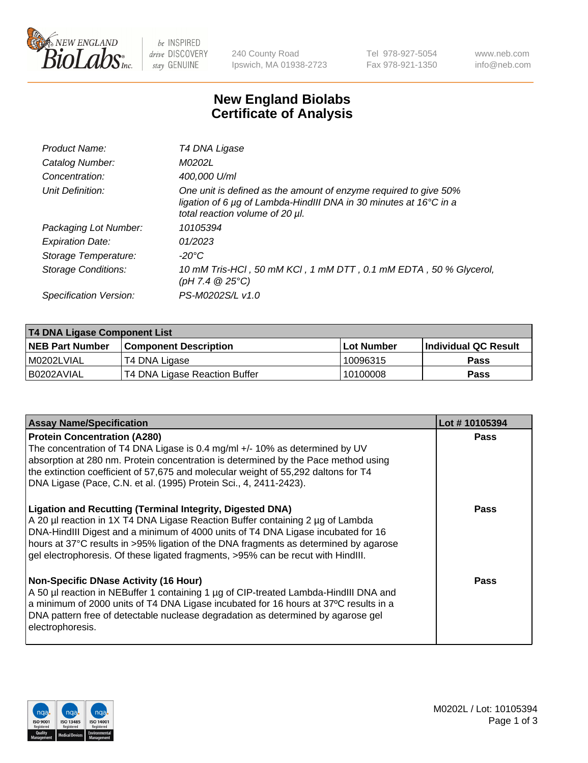New England Biolabs Inc. — be INSPIRED drive DISCOVERY stay GENUINE

240 County Road
Ipswich, MA 01938-2723

Tel 978-927-5054
Fax 978-921-1350

www.neb.com
info@neb.com

# New England Biolabs
# Certificate of Analysis

| | |
|---|---|
| *Product Name:* | *T4 DNA Ligase* |
| *Catalog Number:* | *M0202L* |
| *Concentration:* | *400,000 U/ml* |
| *Unit Definition:* | *One unit is defined as the amount of enzyme required to give 50% ligation of 6 µg of Lambda-HindIII DNA in 30 minutes at 16°C in a total reaction volume of 20 µl.* |
| *Packaging Lot Number:* | *10105394* |
| *Expiration Date:* | *01/2023* |
| *Storage Temperature:* | *-20°C* |
| *Storage Conditions:* | *10 mM Tris-HCl , 50 mM KCl , 1 mM DTT , 0.1 mM EDTA , 50 % Glycerol, (pH 7.4 @ 25°C)* |
| *Specification Version:* | *PS-M0202S/L v1.0* |

| **T4 DNA Ligase Component List** | | | |
|---|---|---|---|
| **NEB Part Number** | **Component Description** | **Lot Number** | **Individual QC Result** |
| M0202LVIAL | T4 DNA Ligase | 10096315 | **Pass** |
| B0202AVIAL | T4 DNA Ligase Reaction Buffer | 10100008 | **Pass** |

| **Assay Name/Specification** | **Lot # 10105394** |
|---|---|
| **Protein Concentration (A280)**<br>The concentration of T4 DNA Ligase is 0.4 mg/ml +/- 10% as determined by UV absorption at 280 nm. Protein concentration is determined by the Pace method using the extinction coefficient of 57,675 and molecular weight of 55,292 daltons for T4 DNA Ligase (Pace, C.N. et al. (1995) Protein Sci., 4, 2411-2423). | **Pass** |
| **Ligation and Recutting (Terminal Integrity, Digested DNA)**<br>A 20 µl reaction in 1X T4 DNA Ligase Reaction Buffer containing 2 µg of Lambda DNA-HindIII Digest and a minimum of 4000 units of T4 DNA Ligase incubated for 16 hours at 37°C results in >95% ligation of the DNA fragments as determined by agarose gel electrophoresis. Of these ligated fragments, >95% can be recut with HindIII. | **Pass** |
| **Non-Specific DNase Activity (16 Hour)**<br>A 50 µl reaction in NEBuffer 1 containing 1 µg of CIP-treated Lambda-HindIII DNA and a minimum of 2000 units of T4 DNA Ligase incubated for 16 hours at 37ºC results in a DNA pattern free of detectable nuclease degradation as determined by agarose gel electrophoresis. | **Pass** |

M0202L / Lot: 10105394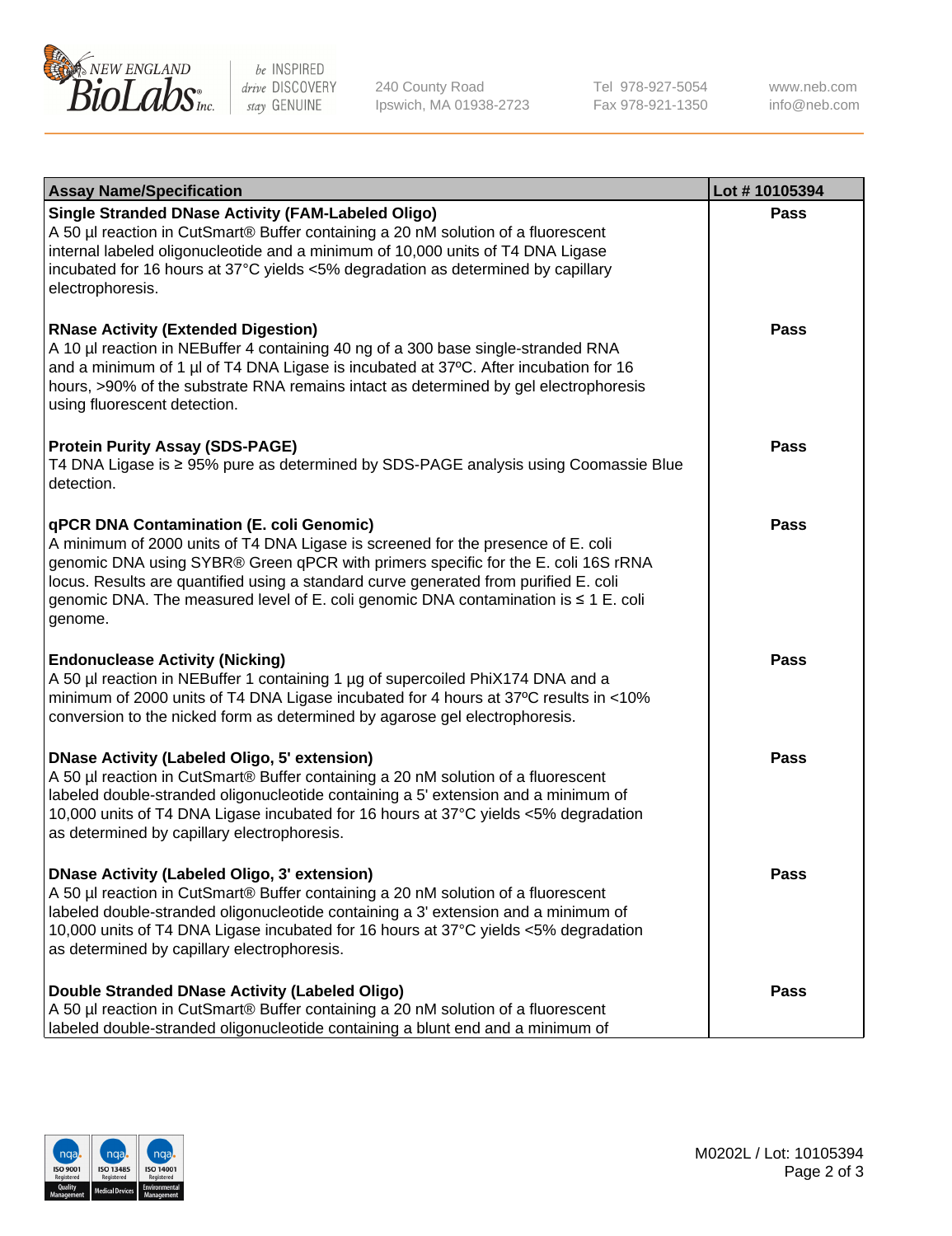| Assay Name/Specification | Lot # 10105394 |
|---|---|
| **Single Stranded DNase Activity (FAM-Labeled Oligo)**<br>A 50 µl reaction in CutSmart® Buffer containing a 20 nM solution of a fluorescent internal labeled oligonucleotide and a minimum of 10,000 units of T4 DNA Ligase incubated for 16 hours at 37°C yields <5% degradation as determined by capillary electrophoresis. | Pass |
| **RNase Activity (Extended Digestion)**<br>A 10 µl reaction in NEBuffer 4 containing 40 ng of a 300 base single-stranded RNA and a minimum of 1 µl of T4 DNA Ligase is incubated at 37ºC. After incubation for 16 hours, >90% of the substrate RNA remains intact as determined by gel electrophoresis using fluorescent detection. | Pass |
| **Protein Purity Assay (SDS-PAGE)**<br>T4 DNA Ligase is ≥ 95% pure as determined by SDS-PAGE analysis using Coomassie Blue detection. | Pass |
| **qPCR DNA Contamination (E. coli Genomic)**<br>A minimum of 2000 units of T4 DNA Ligase is screened for the presence of E. coli genomic DNA using SYBR® Green qPCR with primers specific for the E. coli 16S rRNA locus. Results are quantified using a standard curve generated from purified E. coli genomic DNA. The measured level of E. coli genomic DNA contamination is ≤ 1 E. coli genome. | Pass |
| **Endonuclease Activity (Nicking)**<br>A 50 µl reaction in NEBuffer 1 containing 1 µg of supercoiled PhiX174 DNA and a minimum of 2000 units of T4 DNA Ligase incubated for 4 hours at 37ºC results in <10% conversion to the nicked form as determined by agarose gel electrophoresis. | Pass |
| **DNase Activity (Labeled Oligo, 5' extension)**<br>A 50 µl reaction in CutSmart® Buffer containing a 20 nM solution of a fluorescent labeled double-stranded oligonucleotide containing a 5' extension and a minimum of 10,000 units of T4 DNA Ligase incubated for 16 hours at 37°C yields <5% degradation as determined by capillary electrophoresis. | Pass |
| **DNase Activity (Labeled Oligo, 3' extension)**<br>A 50 µl reaction in CutSmart® Buffer containing a 20 nM solution of a fluorescent labeled double-stranded oligonucleotide containing a 3' extension and a minimum of 10,000 units of T4 DNA Ligase incubated for 16 hours at 37°C yields <5% degradation as determined by capillary electrophoresis. | Pass |
| **Double Stranded DNase Activity (Labeled Oligo)**<br>A 50 µl reaction in CutSmart® Buffer containing a 20 nM solution of a fluorescent labeled double-stranded oligonucleotide containing a blunt end and a minimum of | Pass |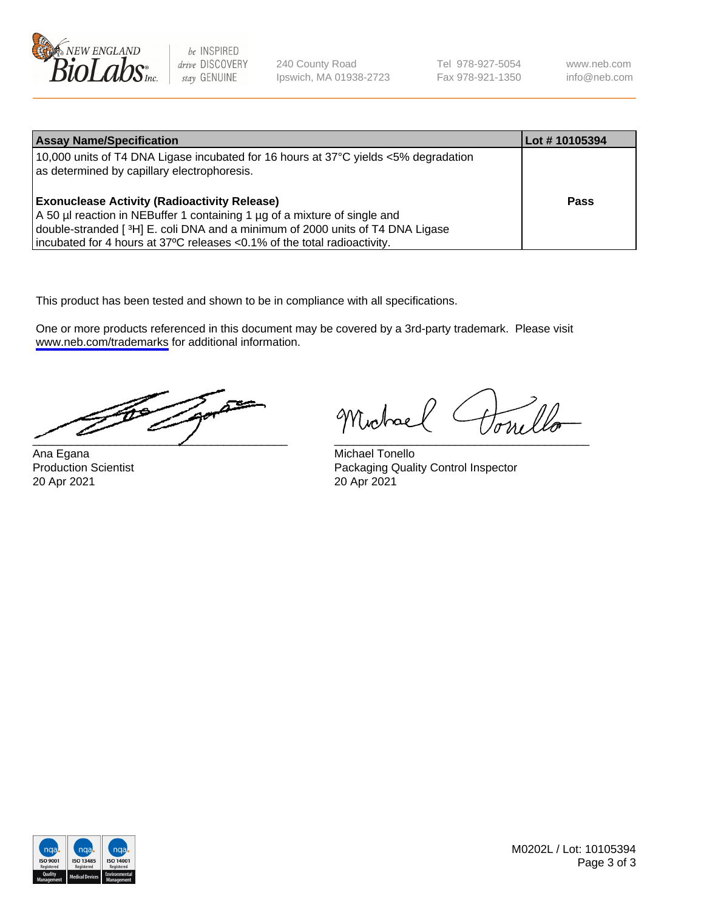| Assay Name/Specification | Lot # 10105394 |
|---|---|
| 10,000 units of T4 DNA Ligase incubated for 16 hours at 37°C yields <5% degradation as determined by capillary electrophoresis. | |
| **Exonuclease Activity (Radioactivity Release)**<br>A 50 µl reaction in NEBuffer 1 containing 1 µg of a mixture of single and double-stranded [ $^{3}H$] E. coli DNA and a minimum of 2000 units of T4 DNA Ligase incubated for 4 hours at 37ºC releases <0.1% of the total radioactivity. | **Pass** |

This product has been tested and shown to be in compliance with all specifications.

One or more products referenced in this document may be covered by a 3rd-party trademark. Please visit www.neb.com/trademarks for additional information.

Ana Egana
Production Scientist
20 Apr 2021

Michael Tonello
Packaging Quality Control Inspector
20 Apr 2021

M0202L / Lot: 10105394